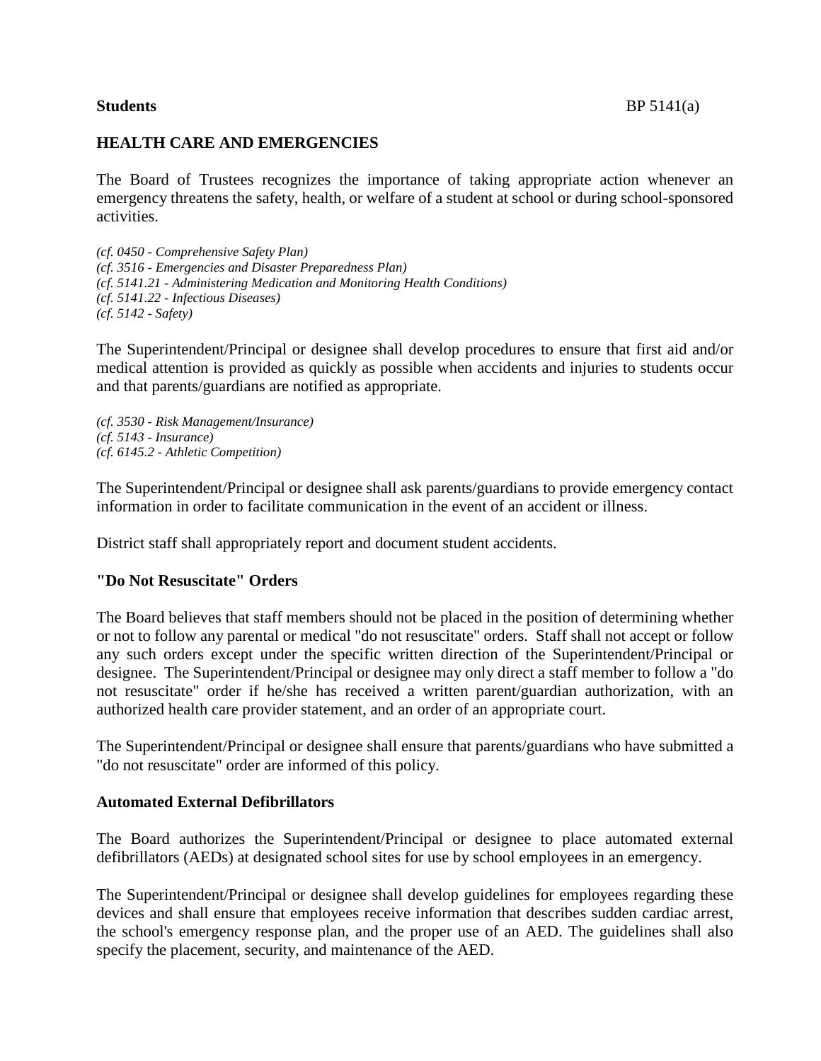**Students**

# HEALTH CARE AND EMERGENCIES

The Board of Trustees recognizes the importance of taking appropriate action whenever an emergency threatens the safety, health, or welfare of a student at school or during school-sponsored activities.

*(cf. 0450 - Comprehensive Safety Plan)*
*(cf. 3516 - Emergencies and Disaster Preparedness Plan)*
*(cf. 5141.21 - Administering Medication and Monitoring Health Conditions)*
*(cf. 5141.22 - Infectious Diseases)*
*(cf. 5142 - Safety)*

The Superintendent/Principal or designee shall develop procedures to ensure that first aid and/or medical attention is provided as quickly as possible when accidents and injuries to students occur and that parents/guardians are notified as appropriate.

*(cf. 3530 - Risk Management/Insurance)*
*(cf. 5143 - Insurance)*
*(cf. 6145.2 - Athletic Competition)*

The Superintendent/Principal or designee shall ask parents/guardians to provide emergency contact information in order to facilitate communication in the event of an accident or illness.

District staff shall appropriately report and document student accidents.

## "Do Not Resuscitate" Orders

The Board believes that staff members should not be placed in the position of determining whether or not to follow any parental or medical "do not resuscitate" orders. Staff shall not accept or follow any such orders except under the specific written direction of the Superintendent/Principal or designee. The Superintendent/Principal or designee may only direct a staff member to follow a "do not resuscitate" order if he/she has received a written parent/guardian authorization, with an authorized health care provider statement, and an order of an appropriate court.

The Superintendent/Principal or designee shall ensure that parents/guardians who have submitted a "do not resuscitate" order are informed of this policy.

## Automated External Defibrillators

The Board authorizes the Superintendent/Principal or designee to place automated external defibrillators (AEDs) at designated school sites for use by school employees in an emergency.

The Superintendent/Principal or designee shall develop guidelines for employees regarding these devices and shall ensure that employees receive information that describes sudden cardiac arrest, the school's emergency response plan, and the proper use of an AED. The guidelines shall also specify the placement, security, and maintenance of the AED.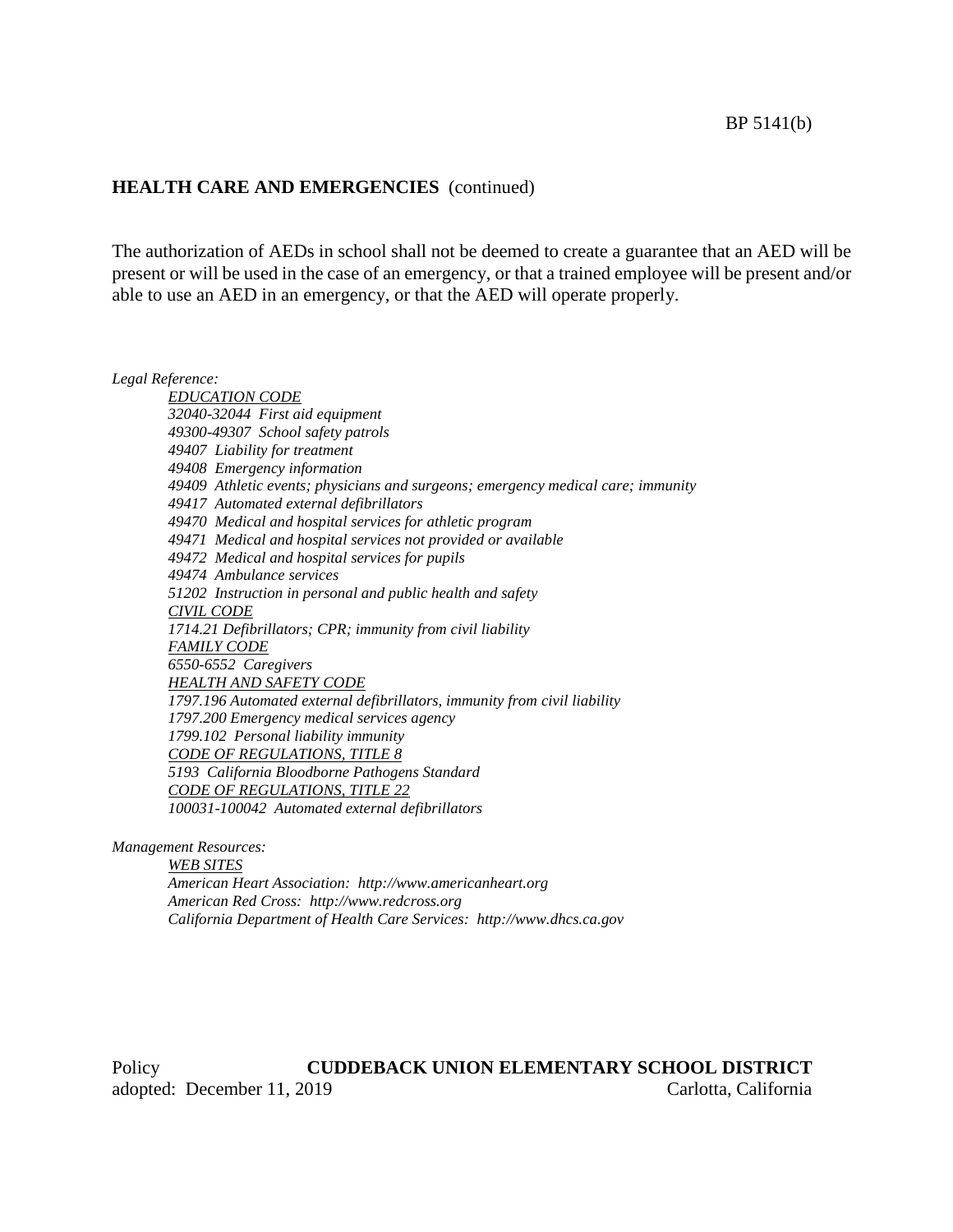## HEALTH CARE AND EMERGENCIES (continued)

The authorization of AEDs in school shall not be deemed to create a guarantee that an AED will be present or will be used in the case of an emergency, or that a trained employee will be present and/or able to use an AED in an emergency, or that the AED will operate properly.

*Legal Reference:*

*EDUCATION CODE*
*32040-32044 First aid equipment*
*49300-49307 School safety patrols*
*49407 Liability for treatment*
*49408 Emergency information*
*49409 Athletic events; physicians and surgeons; emergency medical care; immunity*
*49417 Automated external defibrillators*
*49470 Medical and hospital services for athletic program*
*49471 Medical and hospital services not provided or available*
*49472 Medical and hospital services for pupils*
*49474 Ambulance services*
*51202 Instruction in personal and public health and safety*
*CIVIL CODE*
*1714.21 Defibrillators; CPR; immunity from civil liability*
*FAMILY CODE*
*6550-6552 Caregivers*
*HEALTH AND SAFETY CODE*
*1797.196 Automated external defibrillators, immunity from civil liability*
*1797.200 Emergency medical services agency*
*1799.102 Personal liability immunity*
*CODE OF REGULATIONS, TITLE 8*
*5193 California Bloodborne Pathogens Standard*
*CODE OF REGULATIONS, TITLE 22*
*100031-100042 Automated external defibrillators*

*Management Resources:*

*WEB SITES*
*American Heart Association: http://www.americanheart.org*
*American Red Cross: http://www.redcross.org*
*California Department of Health Care Services: http://www.dhcs.ca.gov*

Policy adopted: December 11, 2019

**CUDDEBACK UNION ELEMENTARY SCHOOL DISTRICT**
Carlotta, California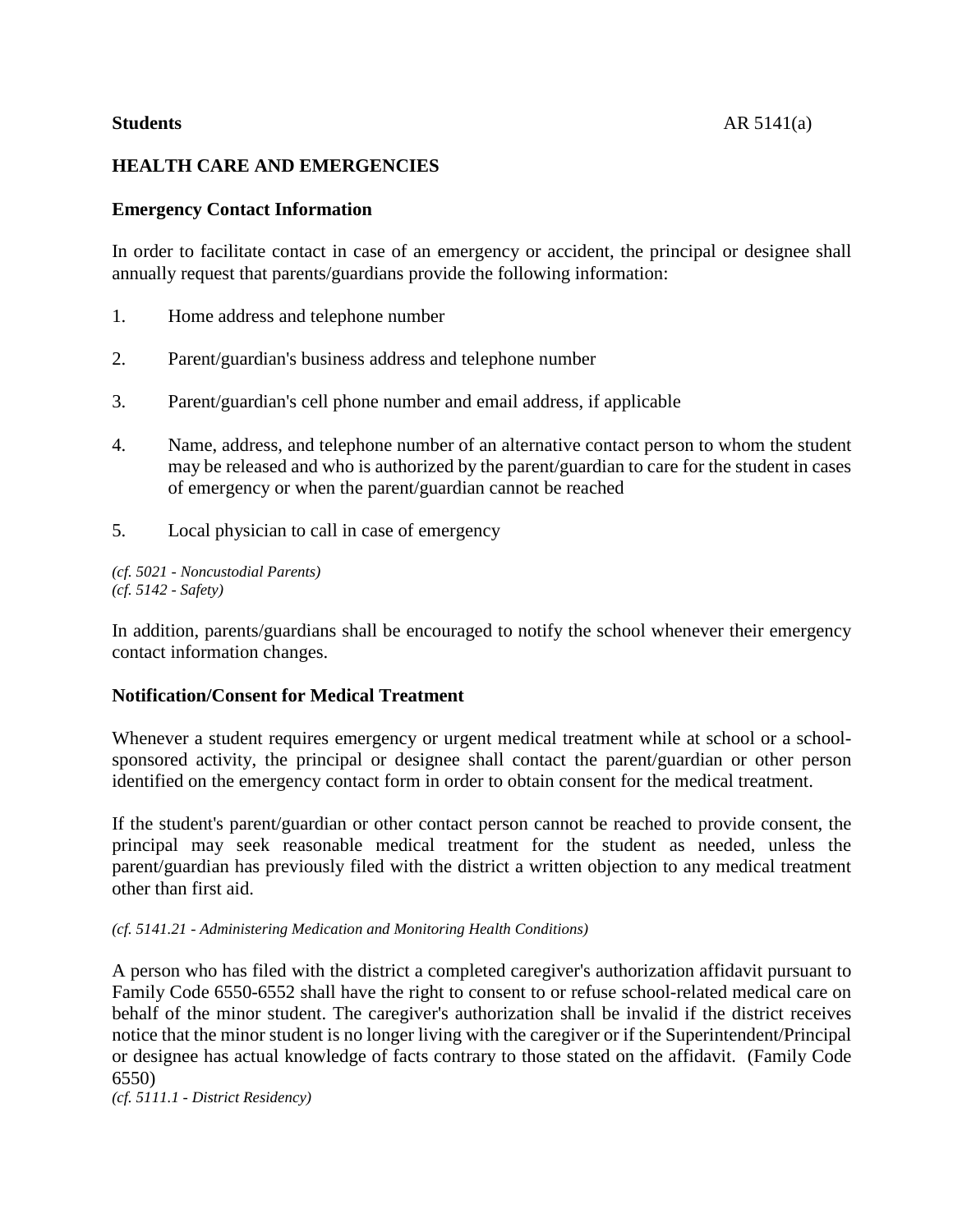**Students** AR 5141(a)

## HEALTH CARE AND EMERGENCIES

### Emergency Contact Information

In order to facilitate contact in case of an emergency or accident, the principal or designee shall annually request that parents/guardians provide the following information:

1. Home address and telephone number

2. Parent/guardian's business address and telephone number

3. Parent/guardian's cell phone number and email address, if applicable

4. Name, address, and telephone number of an alternative contact person to whom the student may be released and who is authorized by the parent/guardian to care for the student in cases of emergency or when the parent/guardian cannot be reached

5. Local physician to call in case of emergency

*(cf. 5021 - Noncustodial Parents)*
*(cf. 5142 - Safety)*

In addition, parents/guardians shall be encouraged to notify the school whenever their emergency contact information changes.

### Notification/Consent for Medical Treatment

Whenever a student requires emergency or urgent medical treatment while at school or a school-sponsored activity, the principal or designee shall contact the parent/guardian or other person identified on the emergency contact form in order to obtain consent for the medical treatment.

If the student's parent/guardian or other contact person cannot be reached to provide consent, the principal may seek reasonable medical treatment for the student as needed, unless the parent/guardian has previously filed with the district a written objection to any medical treatment other than first aid.

*(cf. 5141.21 - Administering Medication and Monitoring Health Conditions)*

A person who has filed with the district a completed caregiver's authorization affidavit pursuant to Family Code 6550-6552 shall have the right to consent to or refuse school-related medical care on behalf of the minor student. The caregiver's authorization shall be invalid if the district receives notice that the minor student is no longer living with the caregiver or if the Superintendent/Principal or designee has actual knowledge of facts contrary to those stated on the affidavit. (Family Code 6550)
*(cf. 5111.1 - District Residency)*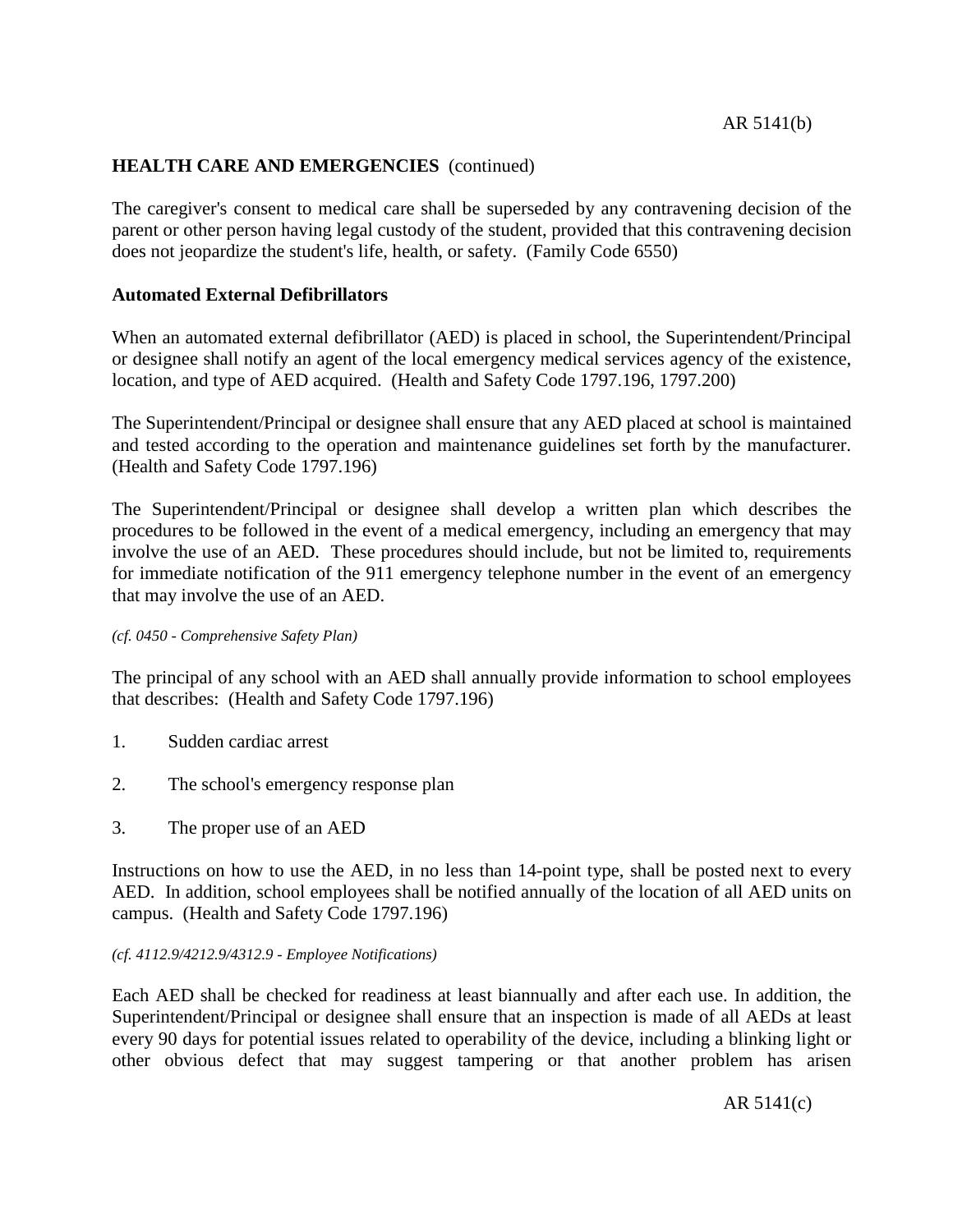**HEALTH CARE AND EMERGENCIES** (continued)

The caregiver's consent to medical care shall be superseded by any contravening decision of the parent or other person having legal custody of the student, provided that this contravening decision does not jeopardize the student's life, health, or safety. (Family Code 6550)

**Automated External Defibrillators**

When an automated external defibrillator (AED) is placed in school, the Superintendent/Principal or designee shall notify an agent of the local emergency medical services agency of the existence, location, and type of AED acquired. (Health and Safety Code 1797.196, 1797.200)

The Superintendent/Principal or designee shall ensure that any AED placed at school is maintained and tested according to the operation and maintenance guidelines set forth by the manufacturer. (Health and Safety Code 1797.196)

The Superintendent/Principal or designee shall develop a written plan which describes the procedures to be followed in the event of a medical emergency, including an emergency that may involve the use of an AED. These procedures should include, but not be limited to, requirements for immediate notification of the 911 emergency telephone number in the event of an emergency that may involve the use of an AED.

*(cf. 0450 - Comprehensive Safety Plan)*

The principal of any school with an AED shall annually provide information to school employees that describes: (Health and Safety Code 1797.196)

1. Sudden cardiac arrest
2. The school's emergency response plan
3. The proper use of an AED

Instructions on how to use the AED, in no less than 14-point type, shall be posted next to every AED. In addition, school employees shall be notified annually of the location of all AED units on campus. (Health and Safety Code 1797.196)

*(cf. 4112.9/4212.9/4312.9 - Employee Notifications)*

Each AED shall be checked for readiness at least biannually and after each use. In addition, the Superintendent/Principal or designee shall ensure that an inspection is made of all AEDs at least every 90 days for potential issues related to operability of the device, including a blinking light or other obvious defect that may suggest tampering or that another problem has arisen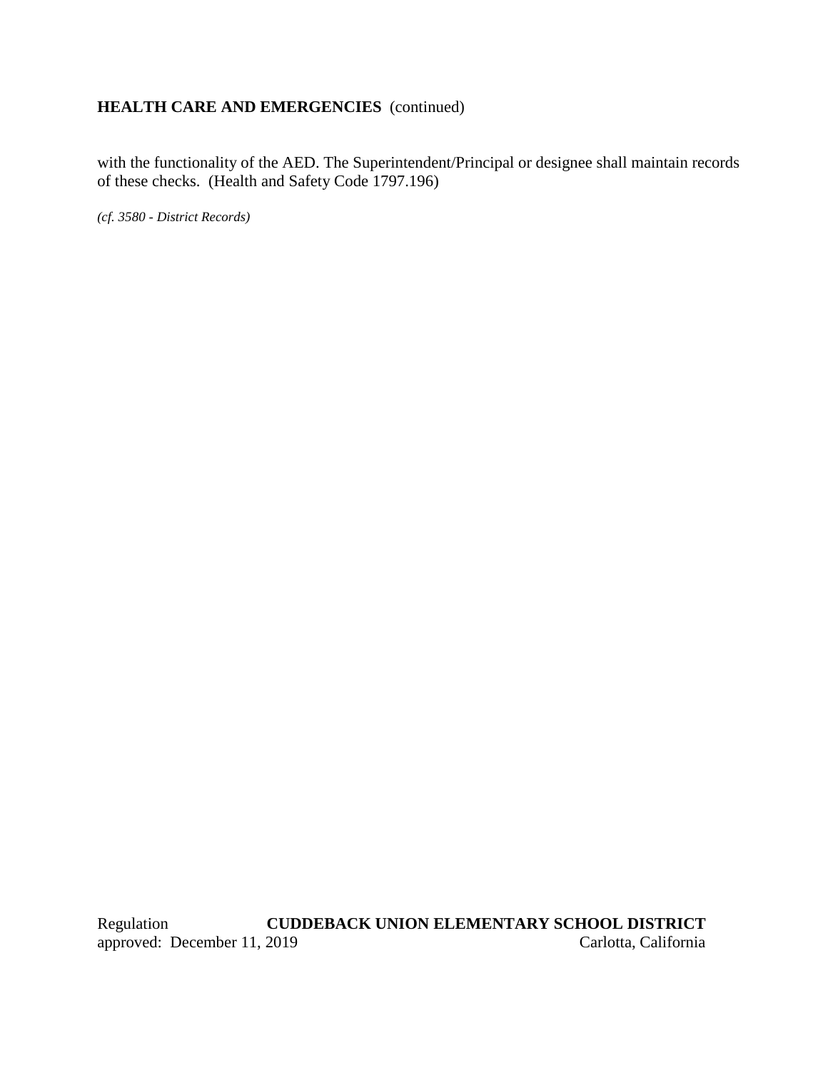with the functionality of the AED. The Superintendent/Principal or designee shall maintain records of these checks. (Health and Safety Code 1797.196)

*(cf. 3580 - District Records)*

Regulation **CUDDEBACK UNION ELEMENTARY SCHOOL DISTRICT**
approved: December 11, 2019 Carlotta, California